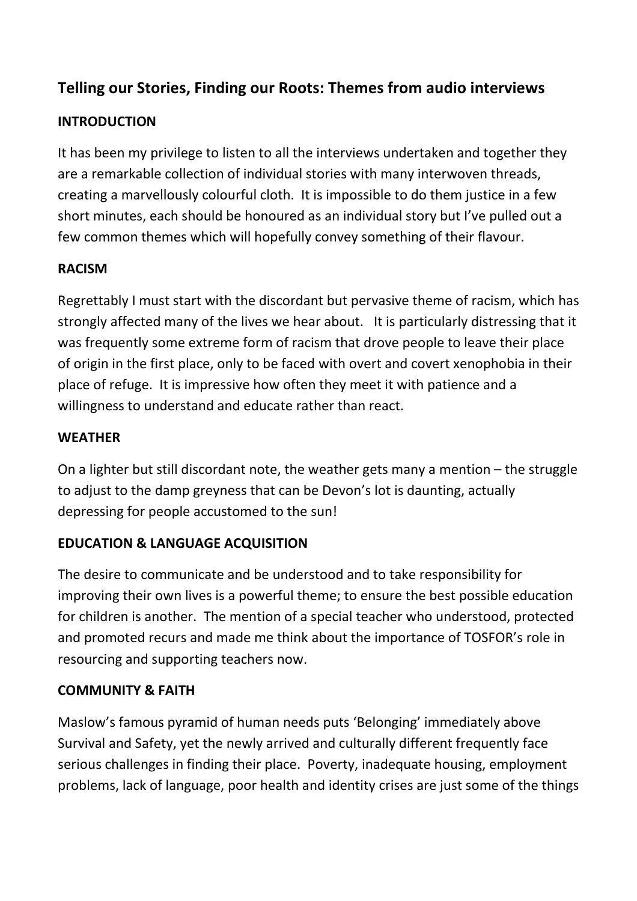# Telling our Stories, Finding our Roots: Themes from audio interviews

## INTRODUCTION

It has been my privilege to listen to all the interviews undertaken and together they are a remarkable collection of individual stories with many interwoven threads, creating a marvellously colourful cloth. It is impossible to do them justice in a few short minutes, each should be honoured as an individual story but I've pulled out a few common themes which will hopefully convey something of their flavour.

## RACISM

Regrettably I must start with the discordant but pervasive theme of racism, which has strongly affected many of the lives we hear about. It is particularly distressing that it was frequently some extreme form of racism that drove people to leave their place of origin in the first place, only to be faced with overt and covert xenophobia in their place of refuge. It is impressive how often they meet it with patience and a willingness to understand and educate rather than react.

## WEATHER

On a lighter but still discordant note, the weather gets many a mention – the struggle to adjust to the damp greyness that can be Devon's lot is daunting, actually depressing for people accustomed to the sun!

## EDUCATION & LANGUAGE ACQUISITION

The desire to communicate and be understood and to take responsibility for improving their own lives is a powerful theme; to ensure the best possible education for children is another. The mention of a special teacher who understood, protected and promoted recurs and made me think about the importance of TOSFOR's role in resourcing and supporting teachers now.

## COMMUNITY & FAITH

Maslow's famous pyramid of human needs puts 'Belonging' immediately above Survival and Safety, yet the newly arrived and culturally different frequently face serious challenges in finding their place. Poverty, inadequate housing, employment problems, lack of language, poor health and identity crises are just some of the things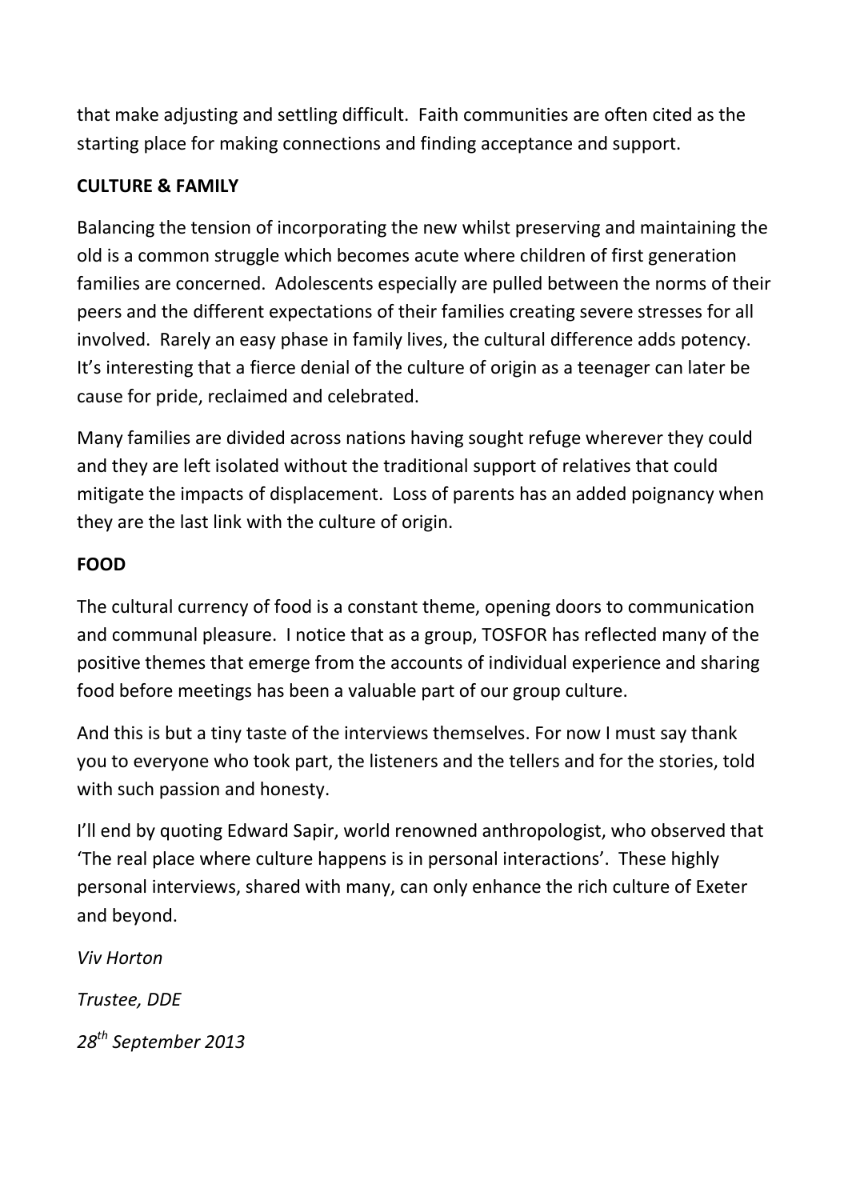that make adjusting and settling difficult. Faith communities are often cited as the starting place for making connections and finding acceptance and support.

**CULTURE & FAMILY**

Balancing the tension of incorporating the new whilst preserving and maintaining the old is a common struggle which becomes acute where children of first generation families are concerned. Adolescents especially are pulled between the norms of their peers and the different expectations of their families creating severe stresses for all involved. Rarely an easy phase in family lives, the cultural difference adds potency. It's interesting that a fierce denial of the culture of origin as a teenager can later be cause for pride, reclaimed and celebrated.

Many families are divided across nations having sought refuge wherever they could and they are left isolated without the traditional support of relatives that could mitigate the impacts of displacement. Loss of parents has an added poignancy when they are the last link with the culture of origin.

**FOOD**

The cultural currency of food is a constant theme, opening doors to communication and communal pleasure. I notice that as a group, TOSFOR has reflected many of the positive themes that emerge from the accounts of individual experience and sharing food before meetings has been a valuable part of our group culture.

And this is but a tiny taste of the interviews themselves. For now I must say thank you to everyone who took part, the listeners and the tellers and for the stories, told with such passion and honesty.

I'll end by quoting Edward Sapir, world renowned anthropologist, who observed that 'The real place where culture happens is in personal interactions'. These highly personal interviews, shared with many, can only enhance the rich culture of Exeter and beyond.

*Viv Horton*

*Trustee, DDE*

*28th September 2013*